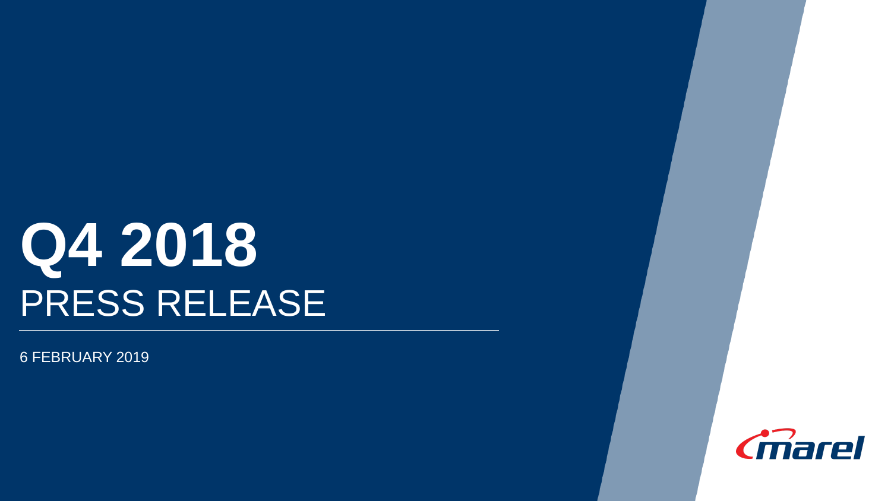# Q4 2018

## PRESS RELEASE

6 FEBRUARY 2019

marel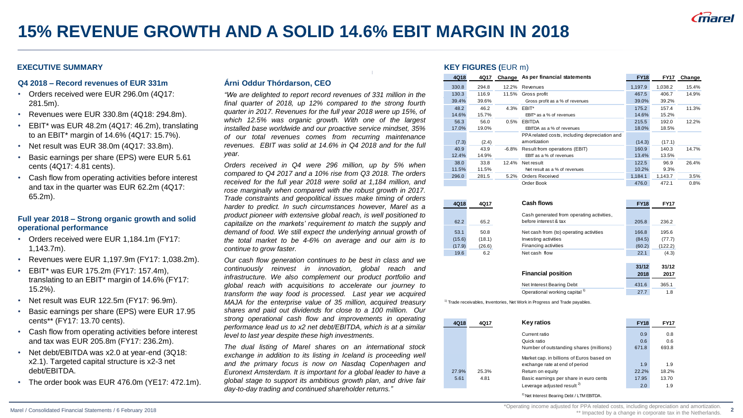# 15% REVENUE GROWTH AND A SOLID 14.6% EBIT MARGIN IN 2018

## EXECUTIVE SUMMARY

### Q4 2018 – Record revenues of EUR 331m

- Orders received were EUR 296.0m (4Q17: 281.5m).
- Revenues were EUR 330.8m (4Q18: 294.8m).
- EBIT* was EUR 48.2m (4Q17: 46.2m), translating to an EBIT* margin of 14.6% (4Q17: 15.7%).
- Net result was EUR 38.0m (4Q17: 33.8m).
- Basic earnings per share (EPS) were EUR 5.61 cents (4Q17: 4.81 cents).
- Cash flow from operating activities before interest and tax in the quarter was EUR 62.2m (4Q17: 65.2m).

### Full year 2018 – Strong organic growth and solid operational performance

- Orders received were EUR 1,184.1m (FY17: 1,143.7m).
- Revenues were EUR 1,197.9m (FY17: 1,038.2m).
- EBIT* was EUR 175.2m (FY17: 157.4m), translating to an EBIT* margin of 14.6% (FY17: 15.2%).
- Net result was EUR 122.5m (FY17: 96.9m).
- Basic earnings per share (EPS) were EUR 17.95 cents** (FY17: 13.70 cents).
- Cash flow from operating activities before interest and tax was EUR 205.8m (FY17: 236.2m).
- Net debt/EBITDA was x2.0 at year-end (3Q18: x2.1). Targeted capital structure is x2-3 net debt/EBITDA.
- The order book was EUR 476.0m (YE17: 472.1m).

### Árni Oddur Thórdarson, CEO

*"We are delighted to report record revenues of 331 million in the final quarter of 2018, up 12% compared to the strong fourth quarter in 2017. Revenues for the full year 2018 were up 15%, of which 12.5% was organic growth. With one of the largest installed base worldwide and our proactive service mindset, 35% of our total revenues comes from recurring maintenance revenues. EBIT was solid at 14.6% in Q4 2018 and for the full year.*

*Orders received in Q4 were 296 million, up by 5% when compared to Q4 2017 and a 10% rise from Q3 2018. The orders received for the full year 2018 were solid at 1,184 million, and rose marginally when compared with the robust growth in 2017. Trade constraints and geopolitical issues make timing of orders harder to predict. In such circumstances however, Marel as a product pioneer with extensive global reach, is well positioned to capitalize on the markets' requirement to match the supply and demand of food. We still expect the underlying annual growth of the total market to be 4-6% on average and our aim is to continue to grow faster.*

*Our cash flow generation continues to be best in class and we continuously reinvest in innovation, global reach and infrastructure. We also complement our product portfolio and global reach with acquisitions to accelerate our journey to transform the way food is processed. Last year we acquired MAJA for the enterprise value of 35 million, acquired treasury shares and paid out dividends for close to a 100 million. Our strong operational cash flow and improvements in operating performance lead us to x2 net debt/EBITDA, which is at a similar level to last year despite these high investments.*

*The dual listing of Marel shares on an international stock exchange in addition to its listing in Iceland is proceeding well and the primary focus is now on Nasdaq Copenhagen and Euronext Amsterdam. It is important for a global leader to have a global stage to support its ambitious growth plan, and drive fair day-to-day trading and continued shareholder returns."*

## KEY FIGURES (EUR m)

| 4Q18 | 4Q17 | Change | As per financial statements | FY18 | FY17 | Change |
|---|---|---|---|---|---|---|
| 330.8 | 294.8 | 12.2% | Revenues | 1,197.9 | 1,038.2 | 15.4% |
| 130.3 | 116.9 | 11.5% | Gross profit | 467.5 | 406.7 | 14.9% |
| 39.4% | 39.6% | | Gross profit as a % of revenues | 39.0% | 39.2% | |
| 48.2 | 46.2 | 4.3% | EBIT* | 175.2 | 157.4 | 11.3% |
| 14.6% | 15.7% | | EBIT* as a % of revenues | 14.6% | 15.2% | |
| 56.3 | 56.0 | 0.5% | EBITDA | 215.5 | 192.0 | 12.2% |
| 17.0% | 19.0% | | EBITDA as a % of revenues | 18.0% | 18.5% | |
| (7.3) | (2.4) | | PPA related costs, including depreciation and amortization | (14.3) | (17.1) | |
| 40.9 | 43.9 | -6.8% | Result from operations (EBIT) | 160.9 | 140.3 | 14.7% |
| 12.4% | 14.9% | | EBIT as a % of revenues | 13.4% | 13.5% | |
| 38.0 | 33.8 | 12.4% | Net result | 122.5 | 96.9 | 26.4% |
| 11.5% | 11.5% | | Net result as a % of revenues | 10.2% | 9.3% | |
| 296.0 | 281.5 | 5.2% | Orders Received | 1,184.1 | 1,143.7 | 3.5% |
| | | | Order Book | 476.0 | 472.1 | 0.8% |

| 4Q18 | 4Q17 | Cash flows | FY18 | FY17 |
|---|---|---|---|---|
| 62.2 | 65.2 | Cash generated from operating activities, before interest & tax | 205.8 | 236.2 |
| 53.1 | 50.8 | Net cash from (to) operating activities | 166.8 | 195.6 |
| (15.6) | (18.1) | Investing activities | (84.5) | (77.7) |
| (17.9) | (26.6) | Financing activities | (60.2) | (122.2) |
| 19.6 | 6.2 | Net cash flow | 22.1 | (4.3) |

| Financial position | 31/12 2018 | 31/12 2017 |
|---|---|---|
| Net Interest Bearing Debt | 431.6 | 365.1 |
| Operational working capital [1] | 27.7 | 1.8 |

[1] Trade receivables, Inventories, Net Work in Progress and Trade payables.

| 4Q18 | 4Q17 | Key ratios | FY18 | FY17 |
|---|---|---|---|---|
| | | Current ratio | 0.9 | 0.8 |
| | | Quick ratio | 0.6 | 0.6 |
| | | Number of outstanding shares (millions) | 671.8 | 693.8 |
| | | Market cap. in billions of Euros based on exchange rate at end of period | 1.9 | 1.9 |
| 27.9% | 25.3% | Return on equity | 22.2% | 18.2% |
| 5.61 | 4.81 | Basic earnings per share in euro cents | 17.95 | 13.70 |
| | | Leverage adjusted result [2] | 2.0 | 1.9 |

[2] Net Interest Bearing Debt / LTM EBITDA.

*Operating income adjusted for PPA related costs, including depreciation and amortization.
** Impacted by a change in corporate tax in the Netherlands.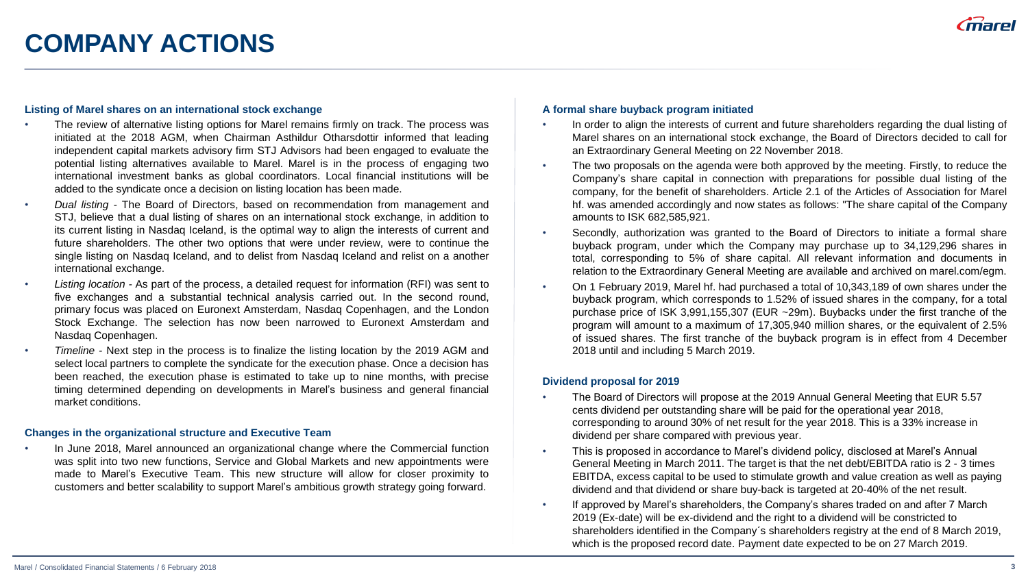# COMPANY ACTIONS

**Listing of Marel shares on an international stock exchange**

- The review of alternative listing options for Marel remains firmly on track. The process was initiated at the 2018 AGM, when Chairman Asthildur Otharsdottir informed that leading independent capital markets advisory firm STJ Advisors had been engaged to evaluate the potential listing alternatives available to Marel. Marel is in the process of engaging two international investment banks as global coordinators. Local financial institutions will be added to the syndicate once a decision on listing location has been made.
- *Dual listing* - The Board of Directors, based on recommendation from management and STJ, believe that a dual listing of shares on an international stock exchange, in addition to its current listing in Nasdaq Iceland, is the optimal way to align the interests of current and future shareholders. The other two options that were under review, were to continue the single listing on Nasdaq Iceland, and to delist from Nasdaq Iceland and relist on a another international exchange.
- *Listing location* - As part of the process, a detailed request for information (RFI) was sent to five exchanges and a substantial technical analysis carried out. In the second round, primary focus was placed on Euronext Amsterdam, Nasdaq Copenhagen, and the London Stock Exchange. The selection has now been narrowed to Euronext Amsterdam and Nasdaq Copenhagen.
- *Timeline* - Next step in the process is to finalize the listing location by the 2019 AGM and select local partners to complete the syndicate for the execution phase. Once a decision has been reached, the execution phase is estimated to take up to nine months, with precise timing determined depending on developments in Marel's business and general financial market conditions.

**Changes in the organizational structure and Executive Team**

- In June 2018, Marel announced an organizational change where the Commercial function was split into two new functions, Service and Global Markets and new appointments were made to Marel's Executive Team. This new structure will allow for closer proximity to customers and better scalability to support Marel's ambitious growth strategy going forward.

**A formal share buyback program initiated**

- In order to align the interests of current and future shareholders regarding the dual listing of Marel shares on an international stock exchange, the Board of Directors decided to call for an Extraordinary General Meeting on 22 November 2018.
- The two proposals on the agenda were both approved by the meeting. Firstly, to reduce the Company's share capital in connection with preparations for possible dual listing of the company, for the benefit of shareholders. Article 2.1 of the Articles of Association for Marel hf. was amended accordingly and now states as follows: "The share capital of the Company amounts to ISK 682,585,921.
- Secondly, authorization was granted to the Board of Directors to initiate a formal share buyback program, under which the Company may purchase up to 34,129,296 shares in total, corresponding to 5% of share capital. All relevant information and documents in relation to the Extraordinary General Meeting are available and archived on marel.com/egm.
- On 1 February 2019, Marel hf. had purchased a total of 10,343,189 of own shares under the buyback program, which corresponds to 1.52% of issued shares in the company, for a total purchase price of ISK 3,991,155,307 (EUR ~29m). Buybacks under the first tranche of the program will amount to a maximum of 17,305,940 million shares, or the equivalent of 2.5% of issued shares. The first tranche of the buyback program is in effect from 4 December 2018 until and including 5 March 2019.

**Dividend proposal for 2019**

- The Board of Directors will propose at the 2019 Annual General Meeting that EUR 5.57 cents dividend per outstanding share will be paid for the operational year 2018, corresponding to around 30% of net result for the year 2018. This is a 33% increase in dividend per share compared with previous year.
- This is proposed in accordance to Marel's dividend policy, disclosed at Marel's Annual General Meeting in March 2011. The target is that the net debt/EBITDA ratio is 2 - 3 times EBITDA, excess capital to be used to stimulate growth and value creation as well as paying dividend and that dividend or share buy-back is targeted at 20-40% of the net result.
- If approved by Marel's shareholders, the Company's shares traded on and after 7 March 2019 (Ex-date) will be ex-dividend and the right to a dividend will be constricted to shareholders identified in the Company´s shareholders registry at the end of 8 March 2019, which is the proposed record date. Payment date expected to be on 27 March 2019.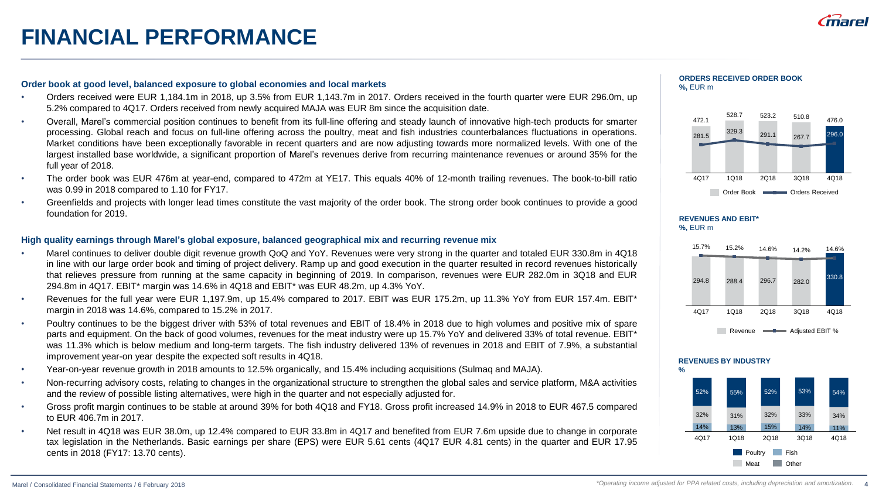# FINANCIAL PERFORMANCE

### Order book at good level, balanced exposure to global economies and local markets

- Orders received were EUR 1,184.1m in 2018, up 3.5% from EUR 1,143.7m in 2017. Orders received in the fourth quarter were EUR 296.0m, up 5.2% compared to 4Q17. Orders received from newly acquired MAJA was EUR 8m since the acquisition date.
- Overall, Marel's commercial position continues to benefit from its full-line offering and steady launch of innovative high-tech products for smarter processing. Global reach and focus on full-line offering across the poultry, meat and fish industries counterbalances fluctuations in operations. Market conditions have been exceptionally favorable in recent quarters and are now adjusting towards more normalized levels. With one of the largest installed base worldwide, a significant proportion of Marel's revenues derive from recurring maintenance revenues or around 35% for the full year of 2018.
- The order book was EUR 476m at year-end, compared to 472m at YE17. This equals 40% of 12-month trailing revenues. The book-to-bill ratio was 0.99 in 2018 compared to 1.10 for FY17.
- Greenfields and projects with longer lead times constitute the vast majority of the order book. The strong order book continues to provide a good foundation for 2019.

### High quality earnings through Marel's global exposure, balanced geographical mix and recurring revenue mix

- Marel continues to deliver double digit revenue growth QoQ and YoY. Revenues were very strong in the quarter and totaled EUR 330.8m in 4Q18 in line with our large order book and timing of project delivery. Ramp up and good execution in the quarter resulted in record revenues historically that relieves pressure from running at the same capacity in beginning of 2019. In comparison, revenues were EUR 282.0m in 3Q18 and EUR 294.8m in 4Q17. EBIT* margin was 14.6% in 4Q18 and EBIT* was EUR 48.2m, up 4.3% YoY.
- Revenues for the full year were EUR 1,197.9m, up 15.4% compared to 2017. EBIT was EUR 175.2m, up 11.3% YoY from EUR 157.4m. EBIT* margin in 2018 was 14.6%, compared to 15.2% in 2017.
- Poultry continues to be the biggest driver with 53% of total revenues and EBIT of 18.4% in 2018 due to high volumes and positive mix of spare parts and equipment. On the back of good volumes, revenues for the meat industry were up 15.7% YoY and delivered 33% of total revenue. EBIT* was 11.3% which is below medium and long-term targets. The fish industry delivered 13% of revenues in 2018 and EBIT of 7.9%, a substantial improvement year-on year despite the expected soft results in 4Q18.
- Year-on-year revenue growth in 2018 amounts to 12.5% organically, and 15.4% including acquisitions (Sulmaq and MAJA).
- Non-recurring advisory costs, relating to changes in the organizational structure to strengthen the global sales and service platform, M&A activities and the review of possible listing alternatives, were high in the quarter and not especially adjusted for.
- Gross profit margin continues to be stable at around 39% for both 4Q18 and FY18. Gross profit increased 14.9% in 2018 to EUR 467.5 compared to EUR 406.7m in 2017.
- Net result in 4Q18 was EUR 38.0m, up 12.4% compared to EUR 33.8m in 4Q17 and benefited from EUR 7.6m upside due to change in corporate tax legislation in the Netherlands. Basic earnings per share (EPS) were EUR 5.61 cents (4Q17 EUR 4.81 cents) in the quarter and EUR 17.95 cents in 2018 (FY17: 13.70 cents).

**ORDERS RECEIVED ORDER BOOK**
**%,** EUR m

| | 4Q17 | 1Q18 | 2Q18 | 3Q18 | 4Q18 |
|---|---|---|---|---|---|
| Order Book | 472.1 | 528.7 | 523.2 | 510.8 | 476.0 |
| Orders Received | 281.5 | 329.3 | 291.1 | 267.7 | 296.0 |

**REVENUES AND EBIT***
**%,** EUR m

| | 4Q17 | 1Q18 | 2Q18 | 3Q18 | 4Q18 |
|---|---|---|---|---|---|
| Revenue | 294.8 | 288.4 | 296.7 | 282.0 | 330.8 |
| Adjusted EBIT % | 15.7% | 15.2% | 14.6% | 14.2% | 14.6% |

**REVENUES BY INDUSTRY**
**%**

| | 4Q17 | 1Q18 | 2Q18 | 3Q18 | 4Q18 |
|---|---|---|---|---|---|
| Poultry | 52% | 55% | 52% | 53% | 54% |
| Meat | 32% | 31% | 32% | 33% | 34% |
| Fish | 14% | 13% | 15% | 14% | 11% |

*Operating income adjusted for PPA related costs, including depreciation and amortization.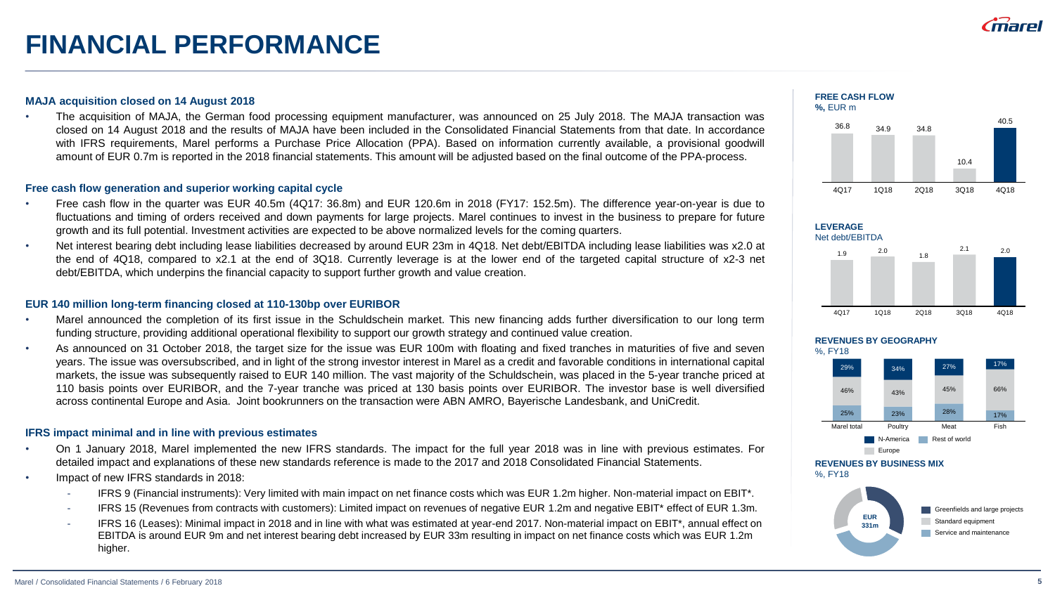# FINANCIAL PERFORMANCE

**MAJA acquisition closed on 14 August 2018**

- The acquisition of MAJA, the German food processing equipment manufacturer, was announced on 25 July 2018. The MAJA transaction was closed on 14 August 2018 and the results of MAJA have been included in the Consolidated Financial Statements from that date. In accordance with IFRS requirements, Marel performs a Purchase Price Allocation (PPA). Based on information currently available, a provisional goodwill amount of EUR 0.7m is reported in the 2018 financial statements. This amount will be adjusted based on the final outcome of the PPA-process.

**Free cash flow generation and superior working capital cycle**

- Free cash flow in the quarter was EUR 40.5m (4Q17: 36.8m) and EUR 120.6m in 2018 (FY17: 152.5m). The difference year-on-year is due to fluctuations and timing of orders received and down payments for large projects. Marel continues to invest in the business to prepare for future growth and its full potential. Investment activities are expected to be above normalized levels for the coming quarters.
- Net interest bearing debt including lease liabilities decreased by around EUR 23m in 4Q18. Net debt/EBITDA including lease liabilities was x2.0 at the end of 4Q18, compared to x2.1 at the end of 3Q18. Currently leverage is at the lower end of the targeted capital structure of x2-3 net debt/EBITDA, which underpins the financial capacity to support further growth and value creation.

**EUR 140 million long-term financing closed at 110-130bp over EURIBOR**

- Marel announced the completion of its first issue in the Schuldschein market. This new financing adds further diversification to our long term funding structure, providing additional operational flexibility to support our growth strategy and continued value creation.
- As announced on 31 October 2018, the target size for the issue was EUR 100m with floating and fixed tranches in maturities of five and seven years. The issue was oversubscribed, and in light of the strong investor interest in Marel as a credit and favorable conditions in international capital markets, the issue was subsequently raised to EUR 140 million. The vast majority of the Schuldschein, was placed in the 5-year tranche priced at 110 basis points over EURIBOR, and the 7-year tranche was priced at 130 basis points over EURIBOR. The investor base is well diversified across continental Europe and Asia. Joint bookrunners on the transaction were ABN AMRO, Bayerische Landesbank, and UniCredit.

**IFRS impact minimal and in line with previous estimates**

- On 1 January 2018, Marel implemented the new IFRS standards. The impact for the full year 2018 was in line with previous estimates. For detailed impact and explanations of these new standards reference is made to the 2017 and 2018 Consolidated Financial Statements.
- Impact of new IFRS standards in 2018:
  - IFRS 9 (Financial instruments): Very limited with main impact on net finance costs which was EUR 1.2m higher. Non-material impact on EBIT*.
  - IFRS 15 (Revenues from contracts with customers): Limited impact on revenues of negative EUR 1.2m and negative EBIT* effect of EUR 1.3m.
  - IFRS 16 (Leases): Minimal impact in 2018 and in line with what was estimated at year-end 2017. Non-material impact on EBIT*, annual effect on EBITDA is around EUR 9m and net interest bearing debt increased by EUR 33m resulting in impact on net finance costs which was EUR 1.2m higher.

**FREE CASH FLOW**
%, EUR m

| 4Q17 | 1Q18 | 2Q18 | 3Q18 | 4Q18 |
|---|---|---|---|---|
| 36.8 | 34.9 | 34.8 | 10.4 | 40.5 |

**LEVERAGE**
Net debt/EBITDA

| 4Q17 | 1Q18 | 2Q18 | 3Q18 | 4Q18 |
|---|---|---|---|---|
| 1.9 | 2.0 | 1.8 | 2.1 | 2.0 |

**REVENUES BY GEOGRAPHY**
%, FY18

| | Marel total | Poultry | Meat | Fish |
|---|---|---|---|---|
| N-America | 29% | 34% | 27% | 17% |
| Europe | 46% | 43% | 45% | 66% |
| Rest of world | 25% | 23% | 28% | 17% |

**REVENUES BY BUSINESS MIX**
%, FY18

EUR 331m

- Greenfields and large projects
- Standard equipment
- Service and maintenance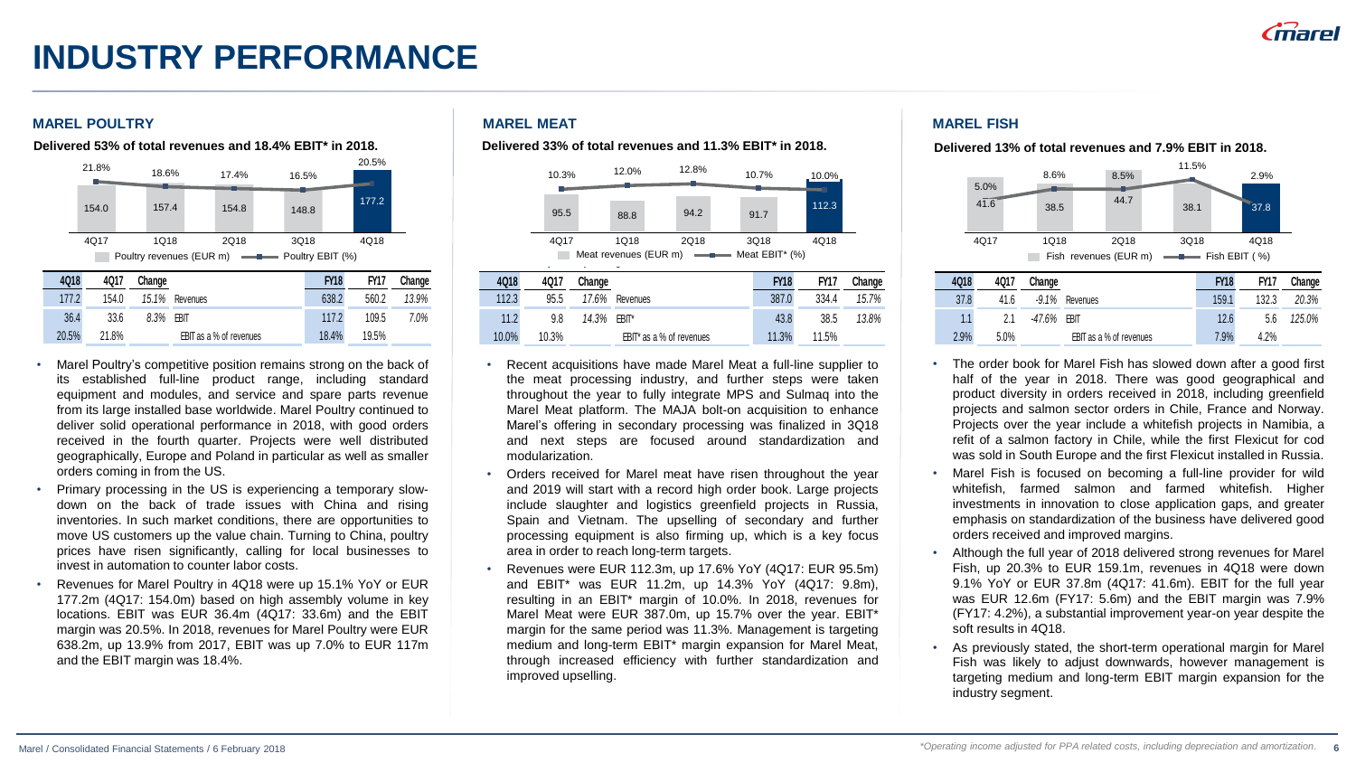# INDUSTRY PERFORMANCE

## MAREL POULTRY

**Delivered 53% of total revenues and 18.4% EBIT* in 2018.**

| | 4Q17 | 1Q18 | 2Q18 | 3Q18 | 4Q18 |
|---|---|---|---|---|---|
| Poultry revenues (EUR m) | 154.0 | 157.4 | 154.8 | 148.8 | 177.2 |
| Poultry EBIT (%) | 21.8% | 18.6% | 17.4% | 16.5% | 20.5% |

| 4Q18 | 4Q17 | Change | | FY18 | FY17 | Change |
|---|---|---|---|---|---|---|
| 177.2 | 154.0 | *15.1%* | Revenues | 638.2 | 560.2 | *13.9%* |
| 36.4 | 33.6 | *8.3%* | EBIT | 117.2 | 109.5 | *7.0%* |
| 20.5% | 21.8% | | EBIT as a % of revenues | 18.4% | 19.5% | |

- Marel Poultry's competitive position remains strong on the back of its established full-line product range, including standard equipment and modules, and service and spare parts revenue from its large installed base worldwide. Marel Poultry continued to deliver solid operational performance in 2018, with good orders received in the fourth quarter. Projects were well distributed geographically, Europe and Poland in particular as well as smaller orders coming in from the US.
- Primary processing in the US is experiencing a temporary slow-down on the back of trade issues with China and rising inventories. In such market conditions, there are opportunities to move US customers up the value chain. Turning to China, poultry prices have risen significantly, calling for local businesses to invest in automation to counter labor costs.
- Revenues for Marel Poultry in 4Q18 were up 15.1% YoY or EUR 177.2m (4Q17: 154.0m) based on high assembly volume in key locations. EBIT was EUR 36.4m (4Q17: 33.6m) and the EBIT margin was 20.5%. In 2018, revenues for Marel Poultry were EUR 638.2m, up 13.9% from 2017, EBIT was up 7.0% to EUR 117m and the EBIT margin was 18.4%.

## MAREL MEAT

**Delivered 33% of total revenues and 11.3% EBIT* in 2018.**

| | 4Q17 | 1Q18 | 2Q18 | 3Q18 | 4Q18 |
|---|---|---|---|---|---|
| Meat revenues (EUR m) | 95.5 | 88.8 | 94.2 | 91.7 | 112.3 |
| Meat EBIT* (%) | 10.3% | 12.0% | 12.8% | 10.7% | 10.0% |

| 4Q18 | 4Q17 | Change | | FY18 | FY17 | Change |
|---|---|---|---|---|---|---|
| 112.3 | 95.5 | *17.6%* | Revenues | 387.0 | 334.4 | *15.7%* |
| 11.2 | 9.8 | *14.3%* | EBIT* | 43.8 | 38.5 | *13.8%* |
| 10.0% | 10.3% | | EBIT* as a % of revenues | 11.3% | 11.5% | |

- Recent acquisitions have made Marel Meat a full-line supplier to the meat processing industry, and further steps were taken throughout the year to fully integrate MPS and Sulmaq into the Marel Meat platform. The MAJA bolt-on acquisition to enhance Marel's offering in secondary processing was finalized in 3Q18 and next steps are focused around standardization and modularization.
- Orders received for Marel meat have risen throughout the year and 2019 will start with a record high order book. Large projects include slaughter and logistics greenfield projects in Russia, Spain and Vietnam. The upselling of secondary and further processing equipment is also firming up, which is a key focus area in order to reach long-term targets.
- Revenues were EUR 112.3m, up 17.6% YoY (4Q17: EUR 95.5m) and EBIT* was EUR 11.2m, up 14.3% YoY (4Q17: 9.8m), resulting in an EBIT* margin of 10.0%. In 2018, revenues for Marel Meat were EUR 387.0m, up 15.7% over the year. EBIT* margin for the same period was 11.3%. Management is targeting medium and long-term EBIT* margin expansion for Marel Meat, through increased efficiency with further standardization and improved upselling.

## MAREL FISH

**Delivered 13% of total revenues and 7.9% EBIT in 2018.**

| | 4Q17 | 1Q18 | 2Q18 | 3Q18 | 4Q18 |
|---|---|---|---|---|---|
| Fish revenues (EUR m) | 41.6 | 38.5 | 44.7 | 38.1 | 37.8 |
| Fish EBIT (%) | 5.0% | 8.6% | 8.5% | 11.5% | 2.9% |

| 4Q18 | 4Q17 | Change | | FY18 | FY17 | Change |
|---|---|---|---|---|---|---|
| 37.8 | 41.6 | *-9.1%* | Revenues | 159.1 | 132.3 | *20.3%* |
| 1.1 | 2.1 | *-47.6%* | EBIT | 12.6 | 5.6 | *125.0%* |
| 2.9% | 5.0% | | EBIT as a % of revenues | 7.9% | 4.2% | |

- The order book for Marel Fish has slowed down after a good first half of the year in 2018. There was good geographical and product diversity in orders received in 2018, including greenfield projects and salmon sector orders in Chile, France and Norway. Projects over the year include a whitefish projects in Namibia, a refit of a salmon factory in Chile, while the first Flexicut for cod was sold in South Europe and the first Flexicut installed in Russia.
- Marel Fish is focused on becoming a full-line provider for wild whitefish, farmed salmon and farmed whitefish. Higher investments in innovation to close application gaps, and greater emphasis on standardization of the business have delivered good orders received and improved margins.
- Although the full year of 2018 delivered strong revenues for Marel Fish, up 20.3% to EUR 159.1m, revenues in 4Q18 were down 9.1% YoY or EUR 37.8m (4Q17: 41.6m). EBIT for the full year was EUR 12.6m (FY17: 5.6m) and the EBIT margin was 7.9% (FY17: 4.2%), a substantial improvement year-on year despite the soft results in 4Q18.
- As previously stated, the short-term operational margin for Marel Fish was likely to adjust downwards, however management is targeting medium and long-term EBIT margin expansion for the industry segment.

*Operating income adjusted for PPA related costs, including depreciation and amortization.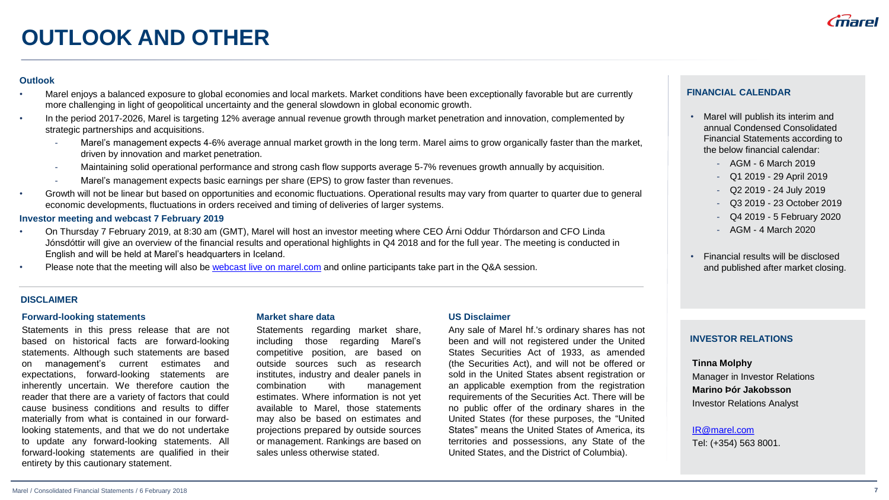# OUTLOOK AND OTHER

### Outlook

- Marel enjoys a balanced exposure to global economies and local markets. Market conditions have been exceptionally favorable but are currently more challenging in light of geopolitical uncertainty and the general slowdown in global economic growth.
- In the period 2017-2026, Marel is targeting 12% average annual revenue growth through market penetration and innovation, complemented by strategic partnerships and acquisitions.
  - Marel's management expects 4-6% average annual market growth in the long term. Marel aims to grow organically faster than the market, driven by innovation and market penetration.
  - Maintaining solid operational performance and strong cash flow supports average 5-7% revenues growth annually by acquisition.
  - Marel's management expects basic earnings per share (EPS) to grow faster than revenues.
- Growth will not be linear but based on opportunities and economic fluctuations. Operational results may vary from quarter to quarter due to general economic developments, fluctuations in orders received and timing of deliveries of larger systems.

### Investor meeting and webcast 7 February 2019

- On Thursday 7 February 2019, at 8:30 am (GMT), Marel will host an investor meeting where CEO Árni Oddur Thórdarson and CFO Linda Jónsdóttir will give an overview of the financial results and operational highlights in Q4 2018 and for the full year. The meeting is conducted in English and will be held at Marel's headquarters in Iceland.
- Please note that the meeting will also be webcast live on marel.com and online participants take part in the Q&A session.

## DISCLAIMER

### Forward-looking statements

Statements in this press release that are not based on historical facts are forward-looking statements. Although such statements are based on management's current estimates and expectations, forward-looking statements are inherently uncertain. We therefore caution the reader that there are a variety of factors that could cause business conditions and results to differ materially from what is contained in our forward-looking statements, and that we do not undertake to update any forward-looking statements. All forward-looking statements are qualified in their entirety by this cautionary statement.

### Market share data

Statements regarding market share, including those regarding Marel's competitive position, are based on outside sources such as research institutes, industry and dealer panels in combination with management estimates. Where information is not yet available to Marel, those statements may also be based on estimates and projections prepared by outside sources or management. Rankings are based on sales unless otherwise stated.

### US Disclaimer

Any sale of Marel hf.'s ordinary shares has not been and will not registered under the United States Securities Act of 1933, as amended (the Securities Act), and will not be offered or sold in the United States absent registration or an applicable exemption from the registration requirements of the Securities Act. There will be no public offer of the ordinary shares in the United States (for these purposes, the "United States" means the United States of America, its territories and possessions, any State of the United States, and the District of Columbia).

## FINANCIAL CALENDAR

- Marel will publish its interim and annual Condensed Consolidated Financial Statements according to the below financial calendar:
  - AGM - 6 March 2019
  - Q1 2019 - 29 April 2019
  - Q2 2019 - 24 July 2019
  - Q3 2019 - 23 October 2019
  - Q4 2019 - 5 February 2020
  - AGM - 4 March 2020
- Financial results will be disclosed and published after market closing.

## INVESTOR RELATIONS

**Tinna Molphy**
Manager in Investor Relations
**Marino Þór Jakobsson**
Investor Relations Analyst

IR@marel.com
Tel: (+354) 563 8001.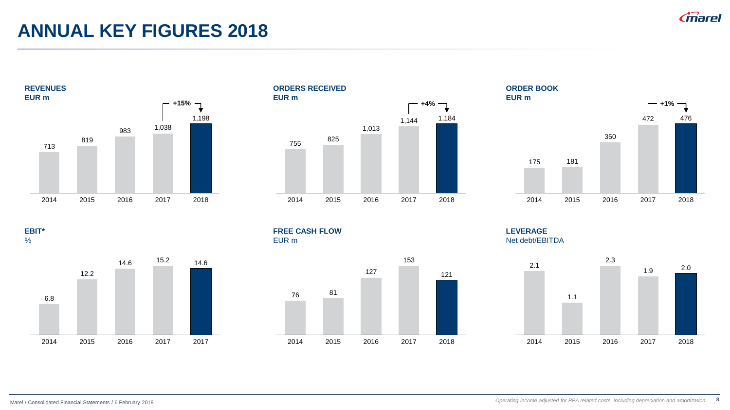# ANNUAL KEY FIGURES 2018

**REVENUES**
**EUR m**

| 2014 | 2015 | 2016 | 2017 | 2018 |
|---|---|---|---|---|
| 713 | 819 | 983 | 1,038 | 1,198 |

+15%

**ORDERS RECEIVED**
**EUR m**

| 2014 | 2015 | 2016 | 2017 | 2018 |
|---|---|---|---|---|
| 755 | 825 | 1,013 | 1,144 | 1,184 |

+4%

**ORDER BOOK**
**EUR m**

| 2014 | 2015 | 2016 | 2017 | 2018 |
|---|---|---|---|---|
| 175 | 181 | 350 | 472 | 476 |

+1%

**EBIT***
%

| 2014 | 2015 | 2016 | 2017 | 2017 |
|---|---|---|---|---|
| 6.8 | 12.2 | 14.6 | 15.2 | 14.6 |

**FREE CASH FLOW**
EUR m

| 2014 | 2015 | 2016 | 2017 | 2018 |
|---|---|---|---|---|
| 76 | 81 | 127 | 153 | 121 |

**LEVERAGE**
Net debt/EBITDA

| 2014 | 2015 | 2016 | 2017 | 2018 |
|---|---|---|---|---|
| 2.1 | 1.1 | 2.3 | 1.9 | 2.0 |

Marel / Consolidated Financial Statements / 6 February 2018

*Operating income adjusted for PPA related costs, including depreciation and amortization.*